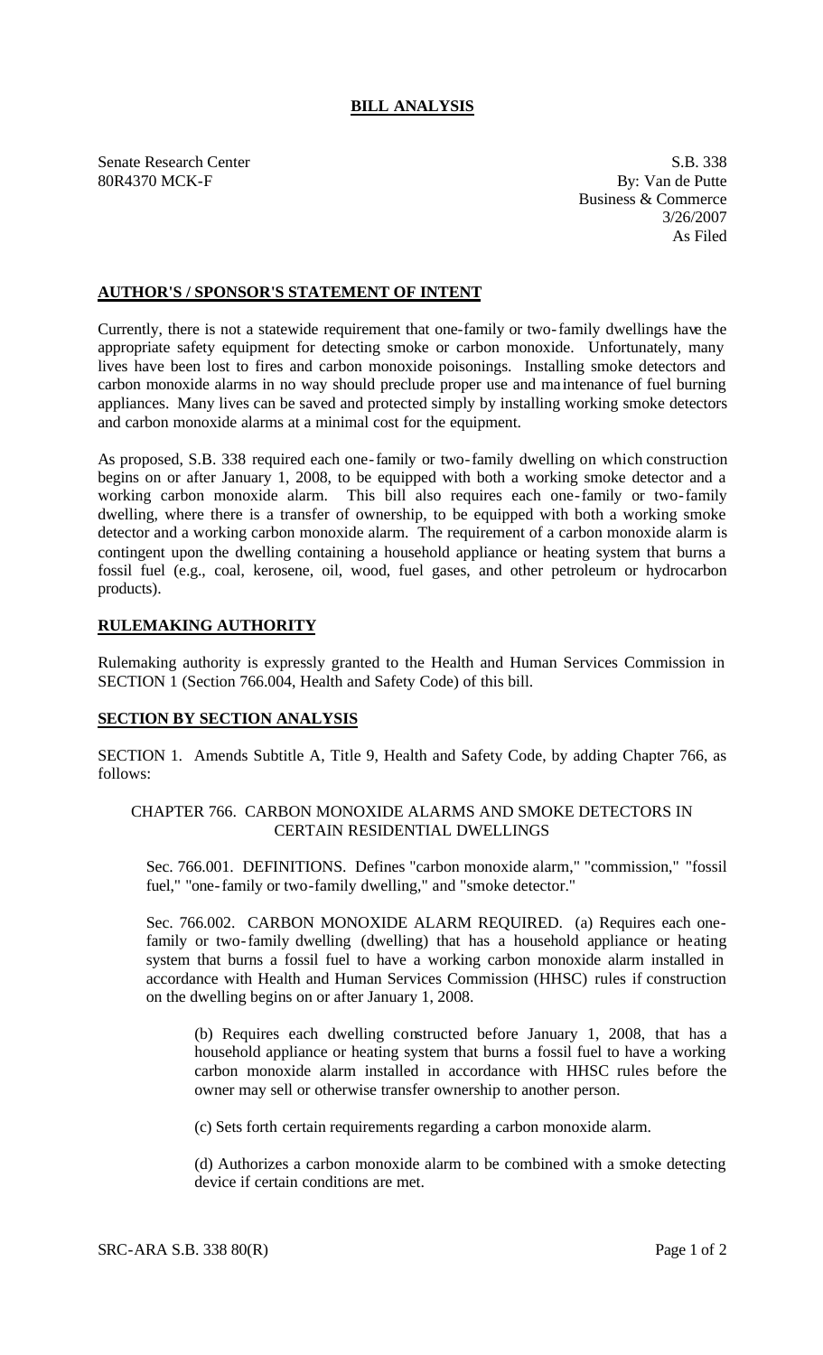# BILL ANALYSIS

Senate Research Center
80R4370 MCK-F

S.B. 338
By: Van de Putte
Business & Commerce
3/26/2007
As Filed

## AUTHOR'S / SPONSOR'S STATEMENT OF INTENT

Currently, there is not a statewide requirement that one-family or two-family dwellings have the appropriate safety equipment for detecting smoke or carbon monoxide. Unfortunately, many lives have been lost to fires and carbon monoxide poisonings. Installing smoke detectors and carbon monoxide alarms in no way should preclude proper use and maintenance of fuel burning appliances. Many lives can be saved and protected simply by installing working smoke detectors and carbon monoxide alarms at a minimal cost for the equipment.

As proposed, S.B. 338 required each one-family or two-family dwelling on which construction begins on or after January 1, 2008, to be equipped with both a working smoke detector and a working carbon monoxide alarm. This bill also requires each one-family or two-family dwelling, where there is a transfer of ownership, to be equipped with both a working smoke detector and a working carbon monoxide alarm. The requirement of a carbon monoxide alarm is contingent upon the dwelling containing a household appliance or heating system that burns a fossil fuel (e.g., coal, kerosene, oil, wood, fuel gases, and other petroleum or hydrocarbon products).

## RULEMAKING AUTHORITY

Rulemaking authority is expressly granted to the Health and Human Services Commission in SECTION 1 (Section 766.004, Health and Safety Code) of this bill.

## SECTION BY SECTION ANALYSIS

SECTION 1. Amends Subtitle A, Title 9, Health and Safety Code, by adding Chapter 766, as follows:

CHAPTER 766. CARBON MONOXIDE ALARMS AND SMOKE DETECTORS IN CERTAIN RESIDENTIAL DWELLINGS

Sec. 766.001. DEFINITIONS. Defines "carbon monoxide alarm," "commission," "fossil fuel," "one-family or two-family dwelling," and "smoke detector."

Sec. 766.002. CARBON MONOXIDE ALARM REQUIRED. (a) Requires each one-family or two-family dwelling (dwelling) that has a household appliance or heating system that burns a fossil fuel to have a working carbon monoxide alarm installed in accordance with Health and Human Services Commission (HHSC) rules if construction on the dwelling begins on or after January 1, 2008.

(b) Requires each dwelling constructed before January 1, 2008, that has a household appliance or heating system that burns a fossil fuel to have a working carbon monoxide alarm installed in accordance with HHSC rules before the owner may sell or otherwise transfer ownership to another person.

(c) Sets forth certain requirements regarding a carbon monoxide alarm.

(d) Authorizes a carbon monoxide alarm to be combined with a smoke detecting device if certain conditions are met.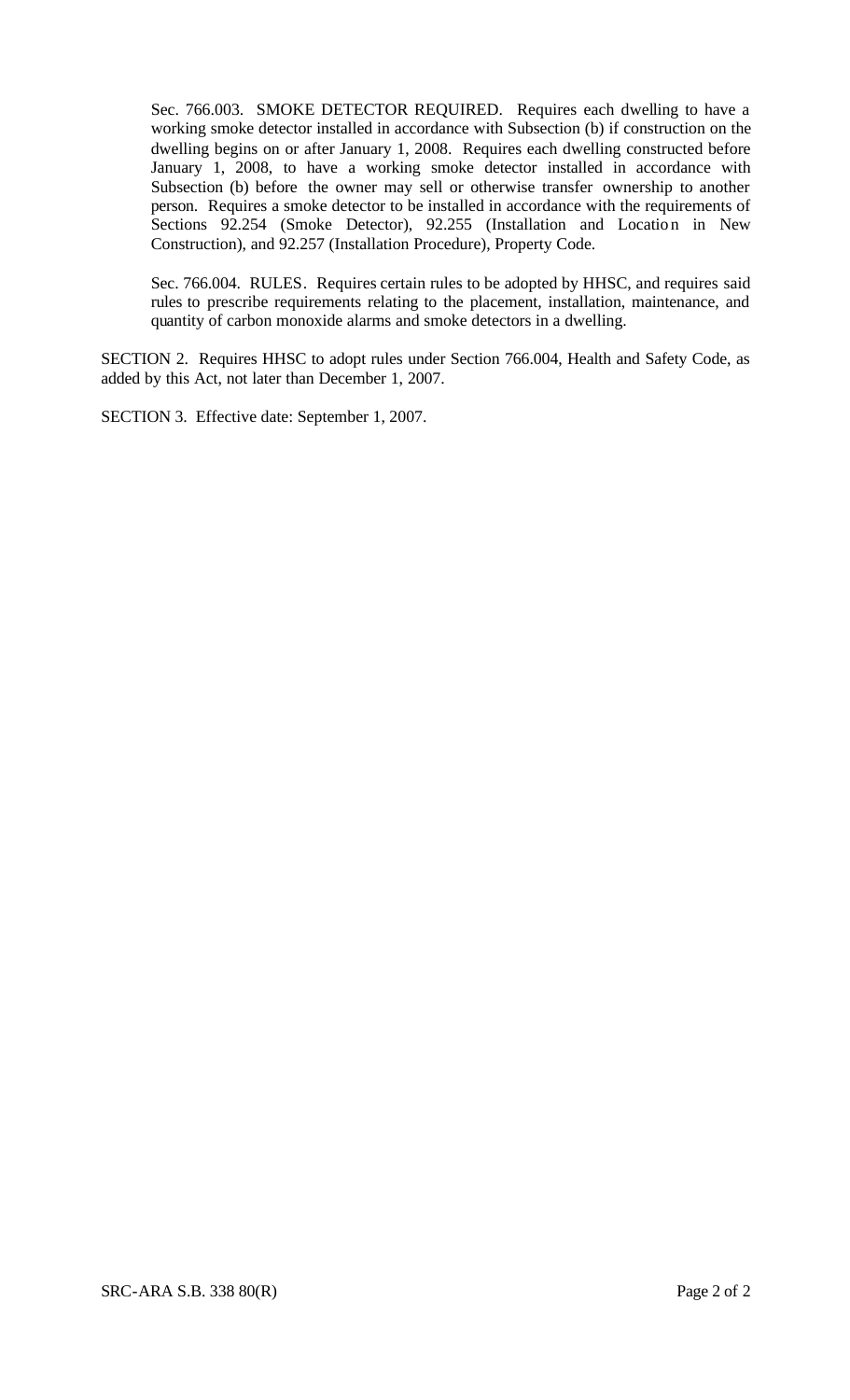Sec. 766.003. SMOKE DETECTOR REQUIRED. Requires each dwelling to have a working smoke detector installed in accordance with Subsection (b) if construction on the dwelling begins on or after January 1, 2008. Requires each dwelling constructed before January 1, 2008, to have a working smoke detector installed in accordance with Subsection (b) before the owner may sell or otherwise transfer ownership to another person. Requires a smoke detector to be installed in accordance with the requirements of Sections 92.254 (Smoke Detector), 92.255 (Installation and Location in New Construction), and 92.257 (Installation Procedure), Property Code.

Sec. 766.004. RULES. Requires certain rules to be adopted by HHSC, and requires said rules to prescribe requirements relating to the placement, installation, maintenance, and quantity of carbon monoxide alarms and smoke detectors in a dwelling.

SECTION 2. Requires HHSC to adopt rules under Section 766.004, Health and Safety Code, as added by this Act, not later than December 1, 2007.

SECTION 3. Effective date: September 1, 2007.